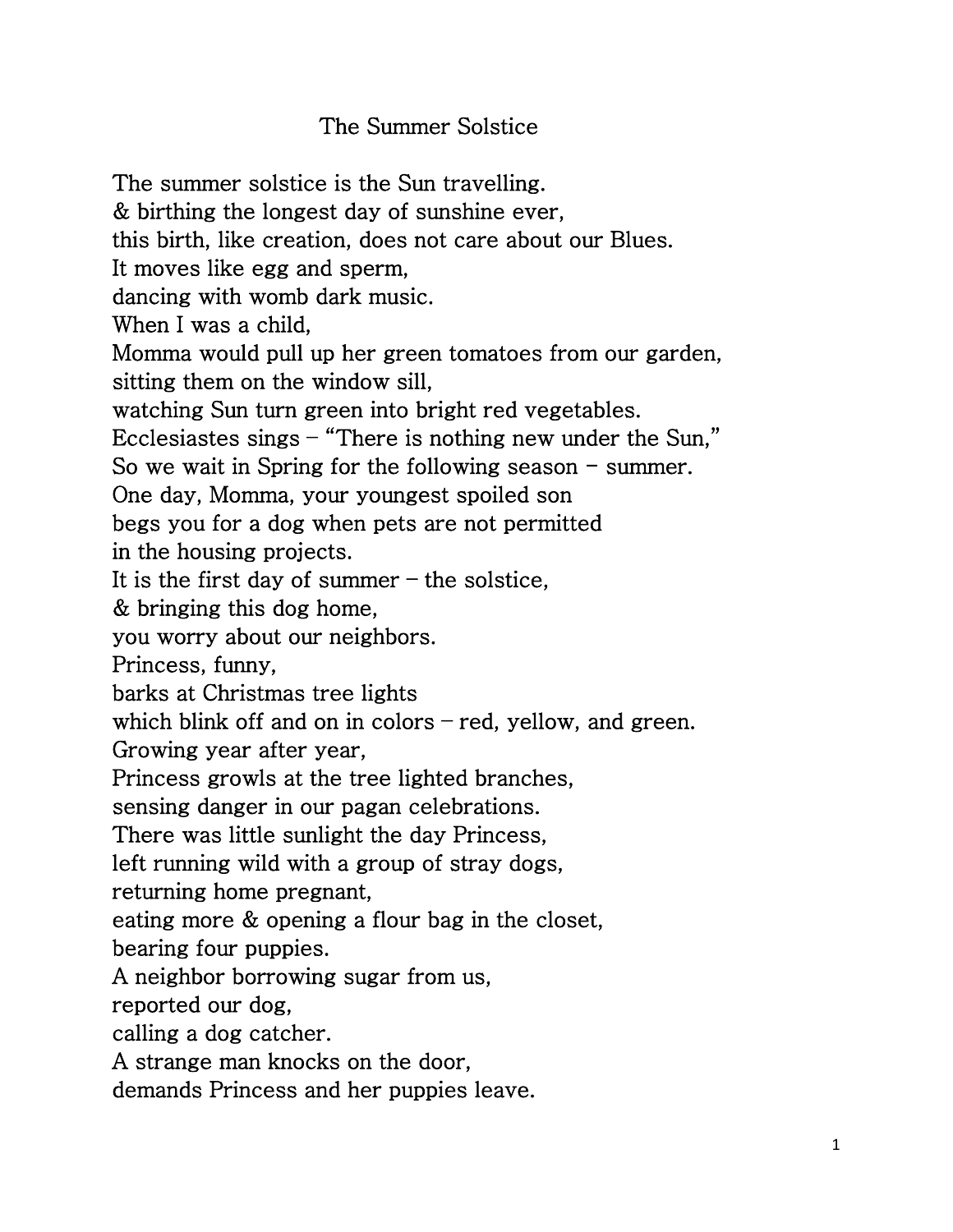# The Summer Solstice

The summer solstice is the Sun travelling.  
& birthing the longest day of sunshine ever,  
this birth, like creation, does not care about our Blues.  
It moves like egg and sperm,  
dancing with womb dark music.  
When I was a child,  
Momma would pull up her green tomatoes from our garden,  
sitting them on the window sill,  
watching Sun turn green into bright red vegetables.  
Ecclesiastes sings – "There is nothing new under the Sun,"  
So we wait in Spring for the following season – summer.  
One day, Momma, your youngest spoiled son  
begs you for a dog when pets are not permitted  
in the housing projects.  
It is the first day of summer – the solstice,  
& bringing this dog home,  
you worry about our neighbors.  
Princess, funny,  
barks at Christmas tree lights  
which blink off and on in colors – red, yellow, and green.  
Growing year after year,  
Princess growls at the tree lighted branches,  
sensing danger in our pagan celebrations.  
There was little sunlight the day Princess,  
left running wild with a group of stray dogs,  
returning home pregnant,  
eating more & opening a flour bag in the closet,  
bearing four puppies.  
A neighbor borrowing sugar from us,  
reported our dog,  
calling a dog catcher.  
A strange man knocks on the door,  
demands Princess and her puppies leave.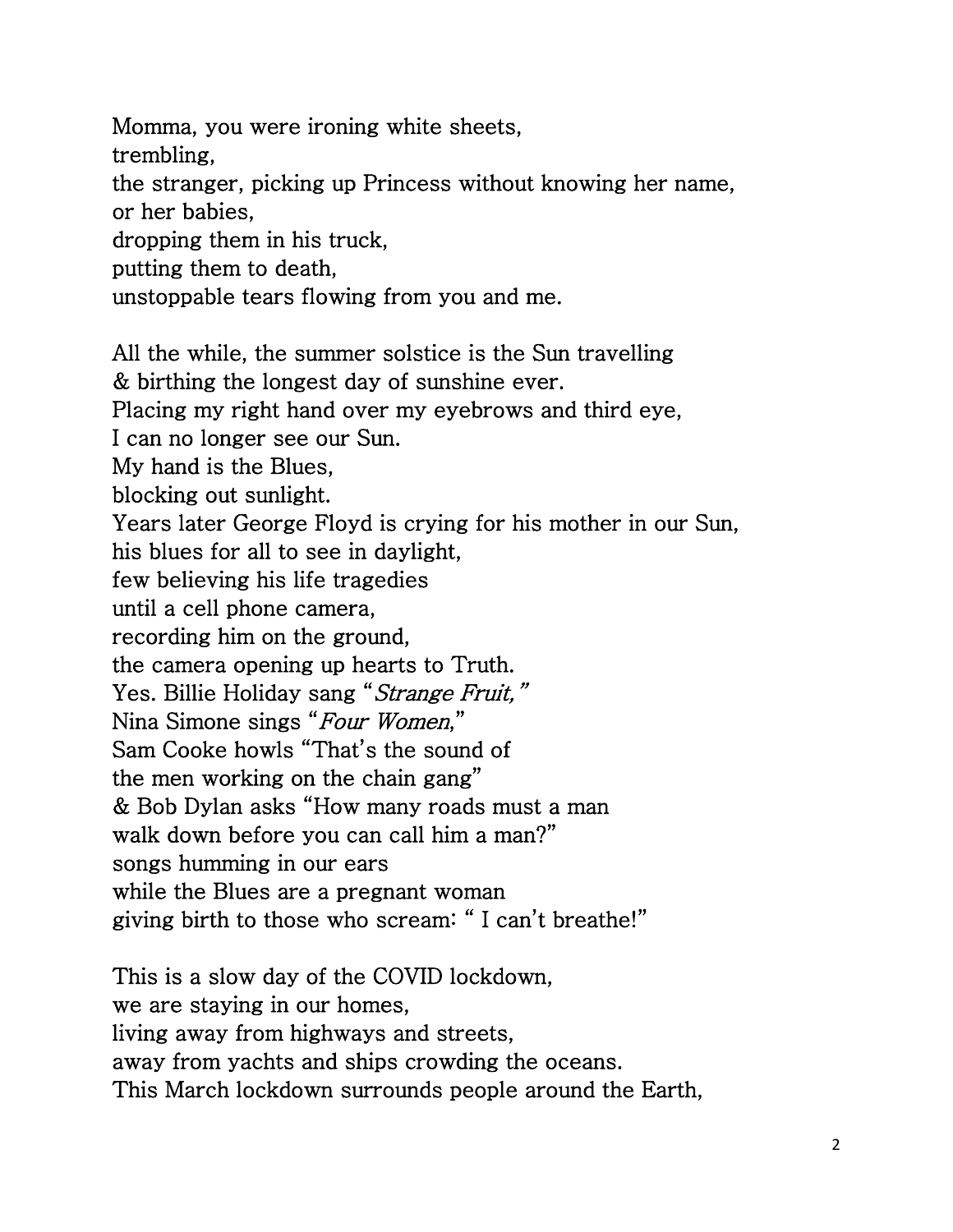Momma, you were ironing white sheets,  
trembling,  
the stranger, picking up Princess without knowing her name,  
or her babies,  
dropping them in his truck,  
putting them to death,  
unstoppable tears flowing from you and me.

All the while, the summer solstice is the Sun travelling  
& birthing the longest day of sunshine ever.  
Placing my right hand over my eyebrows and third eye,  
I can no longer see our Sun.  
My hand is the Blues,  
blocking out sunlight.  
Years later George Floyd is crying for his mother in our Sun,  
his blues for all to see in daylight,  
few believing his life tragedies  
until a cell phone camera,  
recording him on the ground,  
the camera opening up hearts to Truth.  
Yes. Billie Holiday sang "*Strange Fruit,*"  
Nina Simone sings "*Four Women*,"  
Sam Cooke howls "That's the sound of  
the men working on the chain gang"  
& Bob Dylan asks "How many roads must a man  
walk down before you can call him a man?"  
songs humming in our ears  
while the Blues are a pregnant woman  
giving birth to those who scream: " I can't breathe!"

This is a slow day of the COVID lockdown,  
we are staying in our homes,  
living away from highways and streets,  
away from yachts and ships crowding the oceans.  
This March lockdown surrounds people around the Earth,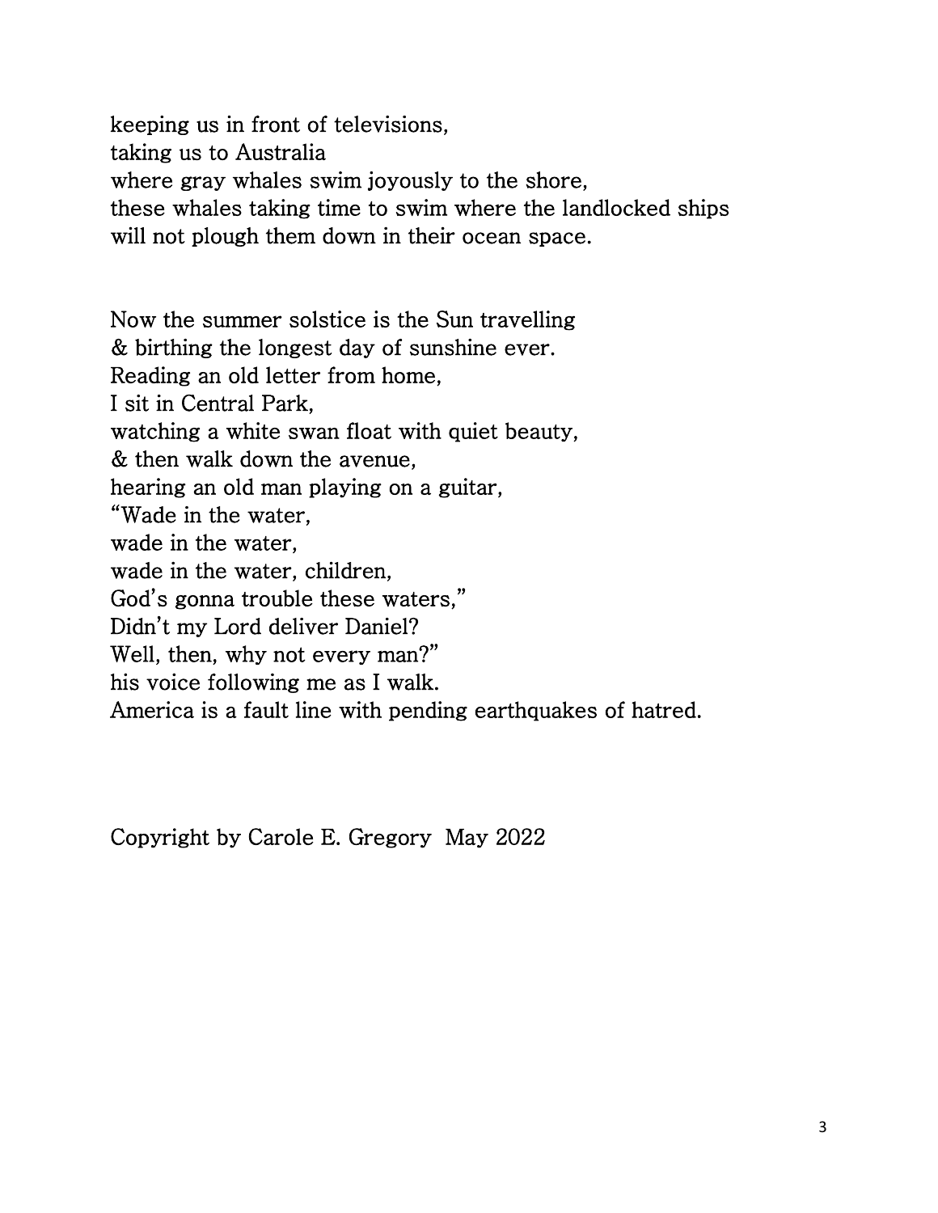keeping us in front of televisions,  
taking us to Australia  
where gray whales swim joyously to the shore,  
these whales taking time to swim where the landlocked ships  
will not plough them down in their ocean space.

Now the summer solstice is the Sun travelling  
& birthing the longest day of sunshine ever.  
Reading an old letter from home,  
I sit in Central Park,  
watching a white swan float with quiet beauty,  
& then walk down the avenue,  
hearing an old man playing on a guitar,  
"Wade in the water,  
wade in the water,  
wade in the water, children,  
God's gonna trouble these waters,"  
Didn't my Lord deliver Daniel?  
Well, then, why not every man?"  
his voice following me as I walk.  
America is a fault line with pending earthquakes of hatred.

Copyright by Carole E. Gregory May 2022